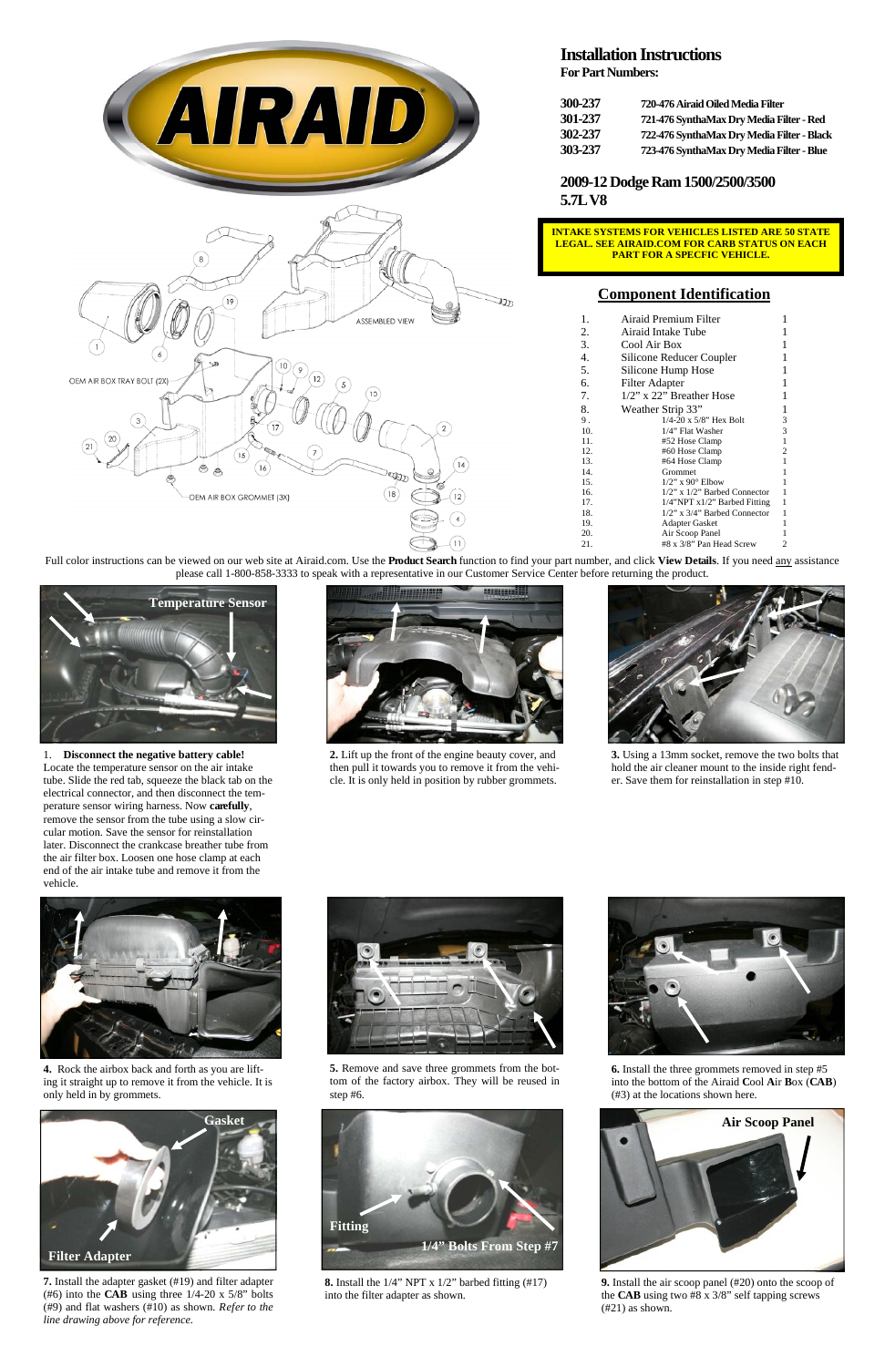# Installation Instructions

**For Part Numbers:**

| | |
|---|---|
| 300-237 | 720-476 Airaid Oiled Media Filter |
| 301-237 | 721-476 SynthaMax Dry Media Filter - Red |
| 302-237 | 722-476 SynthaMax Dry Media Filter - Black |
| 303-237 | 723-476 SynthaMax Dry Media Filter - Blue |

## 2009-12 Dodge Ram 1500/2500/3500 5.7L V8

**INTAKE SYSTEMS FOR VEHICLES LISTED ARE 50 STATE LEGAL. SEE AIRAID.COM FOR CARB STATUS ON EACH PART FOR A SPECFIC VEHICLE.**

## Component Identification

| # | Component | Qty |
|---|---|---|
| 1. | Airaid Premium Filter | 1 |
| 2. | Airaid Intake Tube | 1 |
| 3. | Cool Air Box | 1 |
| 4. | Silicone Reducer Coupler | 1 |
| 5. | Silicone Hump Hose | 1 |
| 6. | Filter Adapter | 1 |
| 7. | 1/2" x 22" Breather Hose | 1 |
| 8. | Weather Strip 33" | 1 |
| 9. | 1/4-20 x 5/8" Hex Bolt | 3 |
| 10. | 1/4" Flat Washer | 3 |
| 11. | #52 Hose Clamp | 1 |
| 12. | #60 Hose Clamp | 2 |
| 13. | #64 Hose Clamp | 1 |
| 14. | Grommet | 1 |
| 15. | 1/2" x 90° Elbow | 1 |
| 16. | 1/2" x 1/2" Barbed Connector | 1 |
| 17. | 1/4"NPT x1/2" Barbed Fitting | 1 |
| 18. | 1/2" x 3/4" Barbed Connector | 1 |
| 19. | Adapter Gasket | 1 |
| 20. | Air Scoop Panel | 1 |
| 21. | #8 x 3/8" Pan Head Screw | 2 |

ASSEMBLED VIEW

OEM AIR BOX TRAY BOLT (2X)

OEM AIR BOX GROMMET (3X)

Full color instructions can be viewed on our web site at Airaid.com. Use the **Product Search** function to find your part number, and click **View Details**. If you need any assistance please call 1-800-858-3333 to speak with a representative in our Customer Service Center before returning the product.

Temperature Sensor

1. **Disconnect the negative battery cable!** Locate the temperature sensor on the air intake tube. Slide the red tab, squeeze the black tab on the electrical connector, and then disconnect the temperature sensor wiring harness. Now **carefully**, remove the sensor from the tube using a slow circular motion. Save the sensor for reinstallation later. Disconnect the crankcase breather tube from the air filter box. Loosen one hose clamp at each end of the air intake tube and remove it from the vehicle.

**2.** Lift up the front of the engine beauty cover, and then pull it towards you to remove it from the vehicle. It is only held in position by rubber grommets.

**3.** Using a 13mm socket, remove the two bolts that hold the air cleaner mount to the inside right fender. Save them for reinstallation in step #10.

**4.** Rock the airbox back and forth as you are lifting it straight up to remove it from the vehicle. It is only held in by grommets.

**5.** Remove and save three grommets from the bottom of the factory airbox. They will be reused in step #6.

**6.** Install the three grommets removed in step #5 into the bottom of the Airaid **C**ool **A**ir **B**ox (**CAB**) (#3) at the locations shown here.

Gasket

Filter Adapter

**7.** Install the adapter gasket (#19) and filter adapter (#6) into the **CAB** using three 1/4-20 x 5/8" bolts (#9) and flat washers (#10) as shown. *Refer to the line drawing above for reference.*

Fitting

1/4" Bolts From Step #7

**8.** Install the 1/4" NPT x 1/2" barbed fitting (#17) into the filter adapter as shown.

Air Scoop Panel

**9.** Install the air scoop panel (#20) onto the scoop of the **CAB** using two #8 x 3/8" self tapping screws (#21) as shown.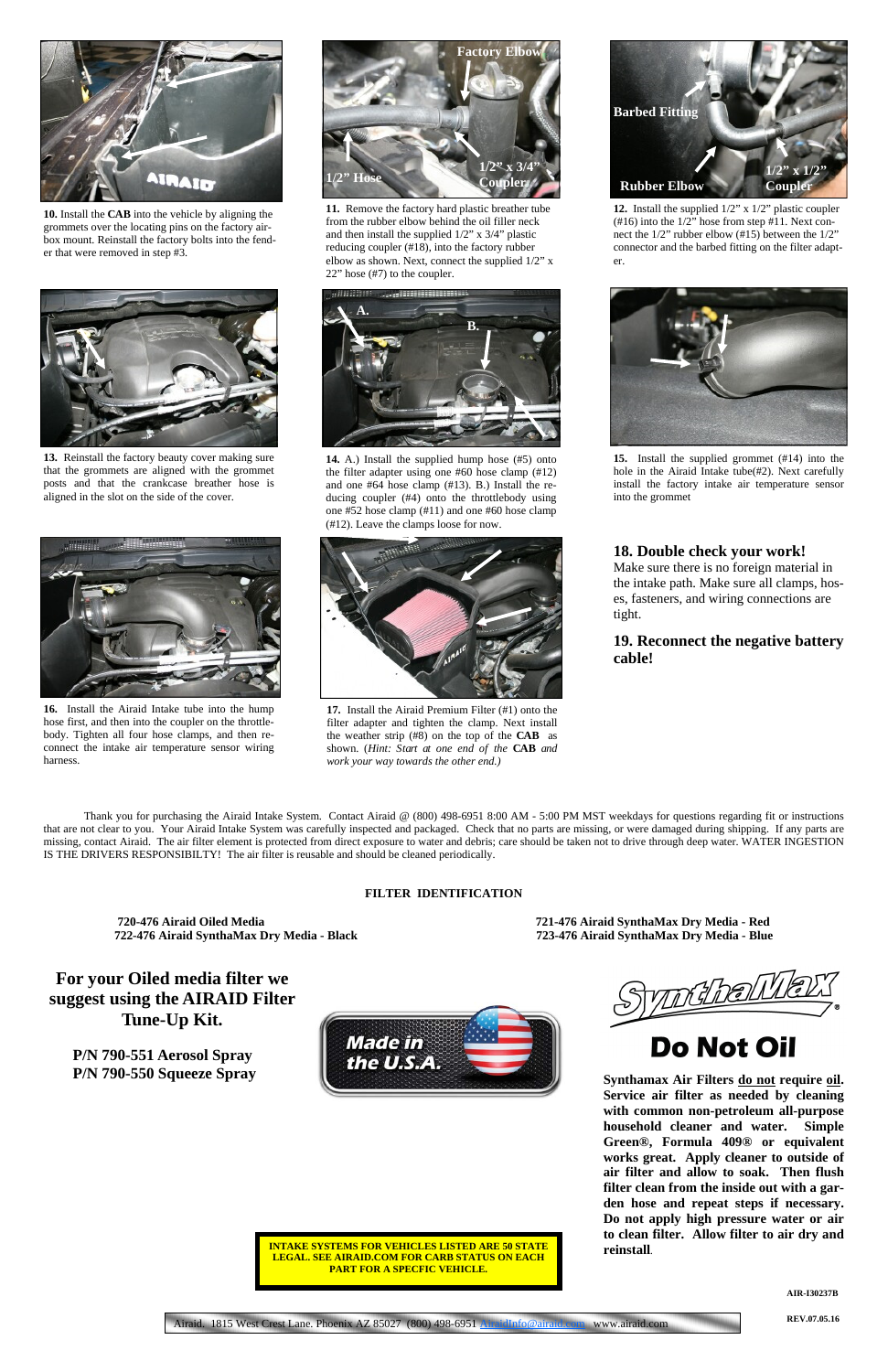**10.** Install the **CAB** into the vehicle by aligning the grommets over the locating pins on the factory air-box mount. Reinstall the factory bolts into the fender that were removed in step #3.

**11.** Remove the factory hard plastic breather tube from the rubber elbow behind the oil filler neck and then install the supplied 1/2" x 3/4" plastic reducing coupler (#18), into the factory rubber elbow as shown. Next, connect the supplied 1/2" x 22" hose (#7) to the coupler.

**12.** Install the supplied 1/2" x 1/2" plastic coupler (#16) into the 1/2" hose from step #11. Next connect the 1/2" rubber elbow (#15) between the 1/2" connector and the barbed fitting on the filter adapter.

**13.** Reinstall the factory beauty cover making sure that the grommets are aligned with the grommet posts and that the crankcase breather hose is aligned in the slot on the side of the cover.

**14.** A.) Install the supplied hump hose (#5) onto the filter adapter using one #60 hose clamp (#12) and one #64 hose clamp (#13). B.) Install the reducing coupler (#4) onto the throttlebody using one #52 hose clamp (#11) and one #60 hose clamp (#12). Leave the clamps loose for now.

**15.** Install the supplied grommet (#14) into the hole in the Airaid Intake tube(#2). Next carefully install the factory intake air temperature sensor into the grommet

**16.** Install the Airaid Intake tube into the hump hose first, and then into the coupler on the throttle-body. Tighten all four hose clamps, and then reconnect the intake air temperature sensor wiring harness.

**17.** Install the Airaid Premium Filter (#1) onto the filter adapter and tighten the clamp. Next install the weather strip (#8) on the top of the **CAB** as shown. (*Hint: Start at one end of the* **CAB** *and work your way towards the other end.)*

### 18. Double check your work!

Make sure there is no foreign material in the intake path. Make sure all clamps, hoses, fasteners, and wiring connections are tight.

### 19. Reconnect the negative battery cable!

Thank you for purchasing the Airaid Intake System. Contact Airaid @ (800) 498-6951 8:00 AM - 5:00 PM MST weekdays for questions regarding fit or instructions that are not clear to you. Your Airaid Intake System was carefully inspected and packaged. Check that no parts are missing, or were damaged during shipping. If any parts are missing, contact Airaid. The air filter element is protected from direct exposure to water and debris; care should be taken not to drive through deep water. WATER INGESTION IS THE DRIVERS RESPONSIBILTY! The air filter is reusable and should be cleaned periodically.

**FILTER IDENTIFICATION**

**720-476 Airaid Oiled Media**
**722-476 Airaid SynthaMax Dry Media - Black**
**721-476 Airaid SynthaMax Dry Media - Red**
**723-476 Airaid SynthaMax Dry Media - Blue**

## For your Oiled media filter we suggest using the AIRAID Filter Tune-Up Kit.

**P/N 790-551 Aerosol Spray**
**P/N 790-550 Squeeze Spray**

Made in the U.S.A.

SynthaMax®

## Do Not Oil

**Synthamax Air Filters do not require oil. Service air filter as needed by cleaning with common non-petroleum all-purpose household cleaner and water. Simple Green®, Formula 409® or equivalent works great. Apply cleaner to outside of air filter and allow to soak. Then flush filter clean from the inside out with a garden hose and repeat steps if necessary. Do not apply high pressure water or air to clean filter. Allow filter to air dry and reinstall**.

**INTAKE SYSTEMS FOR VEHICLES LISTED ARE 50 STATE LEGAL. SEE AIRAID.COM FOR CARB STATUS ON EACH PART FOR A SPECFIC VEHICLE.**

**AIR-I30237B**

**REV.07.05.16**

Airaid. 1815 West Crest Lane. Phoenix AZ 85027 (800) 498-6951 AiraidInfo@airaid.com www.airaid.com